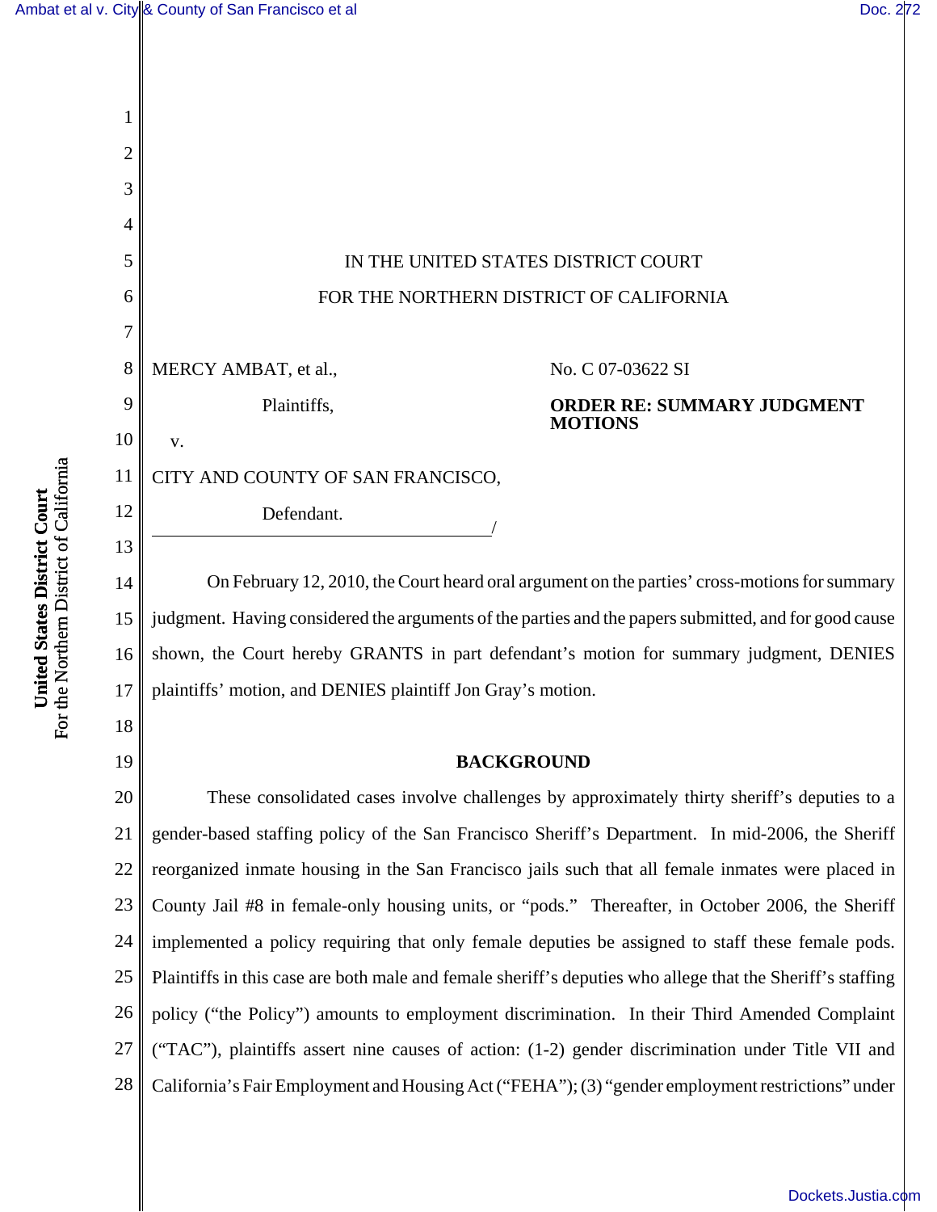IN THE UNITED STATES DISTRICT COURT

FOR THE NORTHERN DISTRICT OF CALIFORNIA

MERCY AMBAT, et al.,

Plaintiffs,

v.

CITY AND COUNTY OF SAN FRANCISCO,

Defendant.
/

No. C 07-03622 SI

**ORDER RE: SUMMARY JUDGMENT MOTIONS**

On February 12, 2010, the Court heard oral argument on the parties' cross-motions for summary judgment. Having considered the arguments of the parties and the papers submitted, and for good cause shown, the Court hereby GRANTS in part defendant's motion for summary judgment, DENIES plaintiffs' motion, and DENIES plaintiff Jon Gray's motion.

**BACKGROUND**

These consolidated cases involve challenges by approximately thirty sheriff's deputies to a gender-based staffing policy of the San Francisco Sheriff's Department. In mid-2006, the Sheriff reorganized inmate housing in the San Francisco jails such that all female inmates were placed in County Jail #8 in female-only housing units, or "pods." Thereafter, in October 2006, the Sheriff implemented a policy requiring that only female deputies be assigned to staff these female pods. Plaintiffs in this case are both male and female sheriff's deputies who allege that the Sheriff's staffing policy ("the Policy") amounts to employment discrimination. In their Third Amended Complaint ("TAC"), plaintiffs assert nine causes of action: (1-2) gender discrimination under Title VII and California's Fair Employment and Housing Act ("FEHA"); (3) "gender employment restrictions" under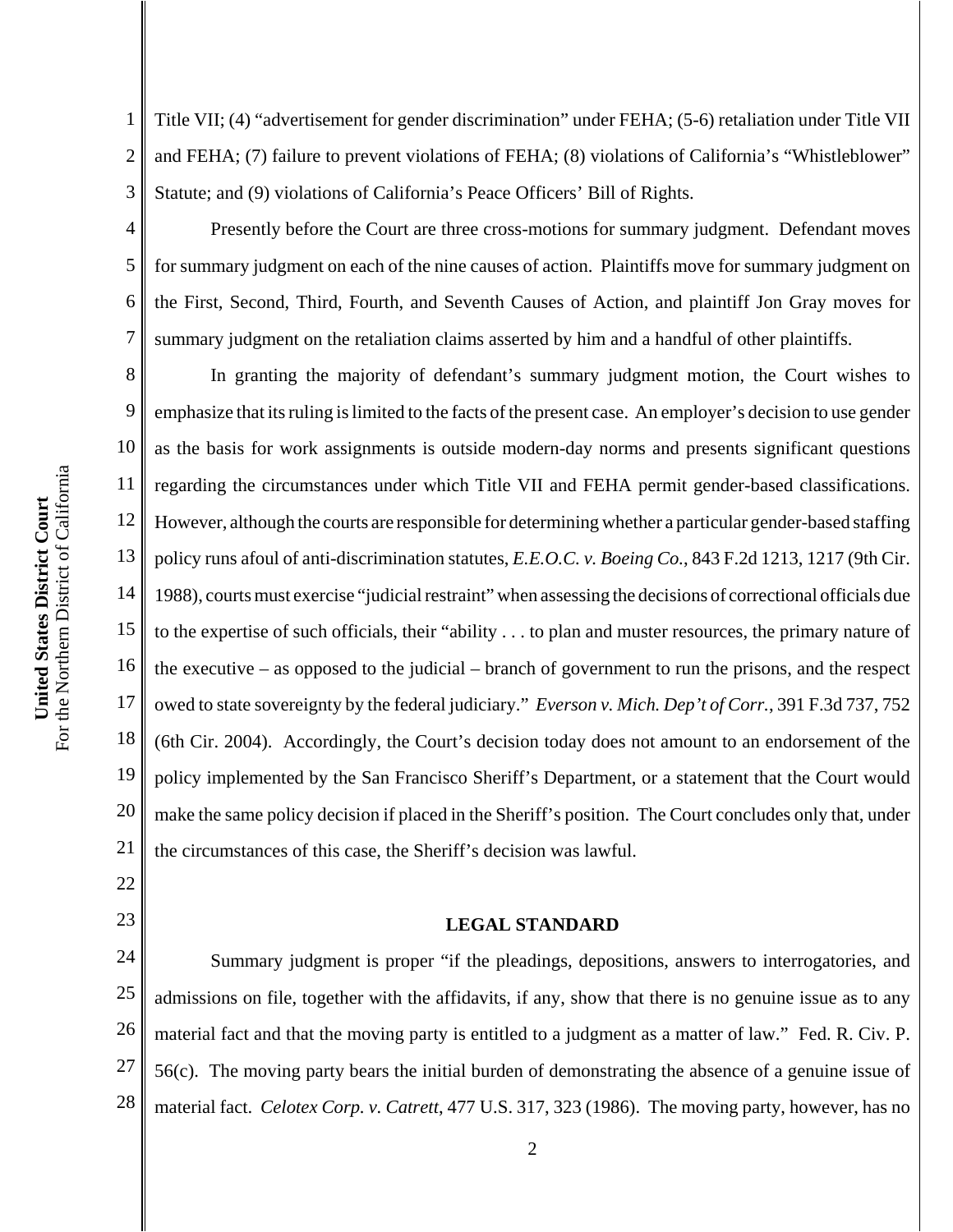Title VII; (4) "advertisement for gender discrimination" under FEHA; (5-6) retaliation under Title VII and FEHA; (7) failure to prevent violations of FEHA; (8) violations of California's "Whistleblower" Statute; and (9) violations of California's Peace Officers' Bill of Rights.

Presently before the Court are three cross-motions for summary judgment. Defendant moves for summary judgment on each of the nine causes of action. Plaintiffs move for summary judgment on the First, Second, Third, Fourth, and Seventh Causes of Action, and plaintiff Jon Gray moves for summary judgment on the retaliation claims asserted by him and a handful of other plaintiffs.

In granting the majority of defendant's summary judgment motion, the Court wishes to emphasize that its ruling is limited to the facts of the present case. An employer's decision to use gender as the basis for work assignments is outside modern-day norms and presents significant questions regarding the circumstances under which Title VII and FEHA permit gender-based classifications. However, although the courts are responsible for determining whether a particular gender-based staffing policy runs afoul of anti-discrimination statutes, *E.E.O.C. v. Boeing Co.*, 843 F.2d 1213, 1217 (9th Cir. 1988), courts must exercise "judicial restraint" when assessing the decisions of correctional officials due to the expertise of such officials, their "ability . . . to plan and muster resources, the primary nature of the executive – as opposed to the judicial – branch of government to run the prisons, and the respect owed to state sovereignty by the federal judiciary." *Everson v. Mich. Dep't of Corr.*, 391 F.3d 737, 752 (6th Cir. 2004). Accordingly, the Court's decision today does not amount to an endorsement of the policy implemented by the San Francisco Sheriff's Department, or a statement that the Court would make the same policy decision if placed in the Sheriff's position. The Court concludes only that, under the circumstances of this case, the Sheriff's decision was lawful.

## LEGAL STANDARD

Summary judgment is proper "if the pleadings, depositions, answers to interrogatories, and admissions on file, together with the affidavits, if any, show that there is no genuine issue as to any material fact and that the moving party is entitled to a judgment as a matter of law." Fed. R. Civ. P. 56(c). The moving party bears the initial burden of demonstrating the absence of a genuine issue of material fact. *Celotex Corp. v. Catrett*, 477 U.S. 317, 323 (1986). The moving party, however, has no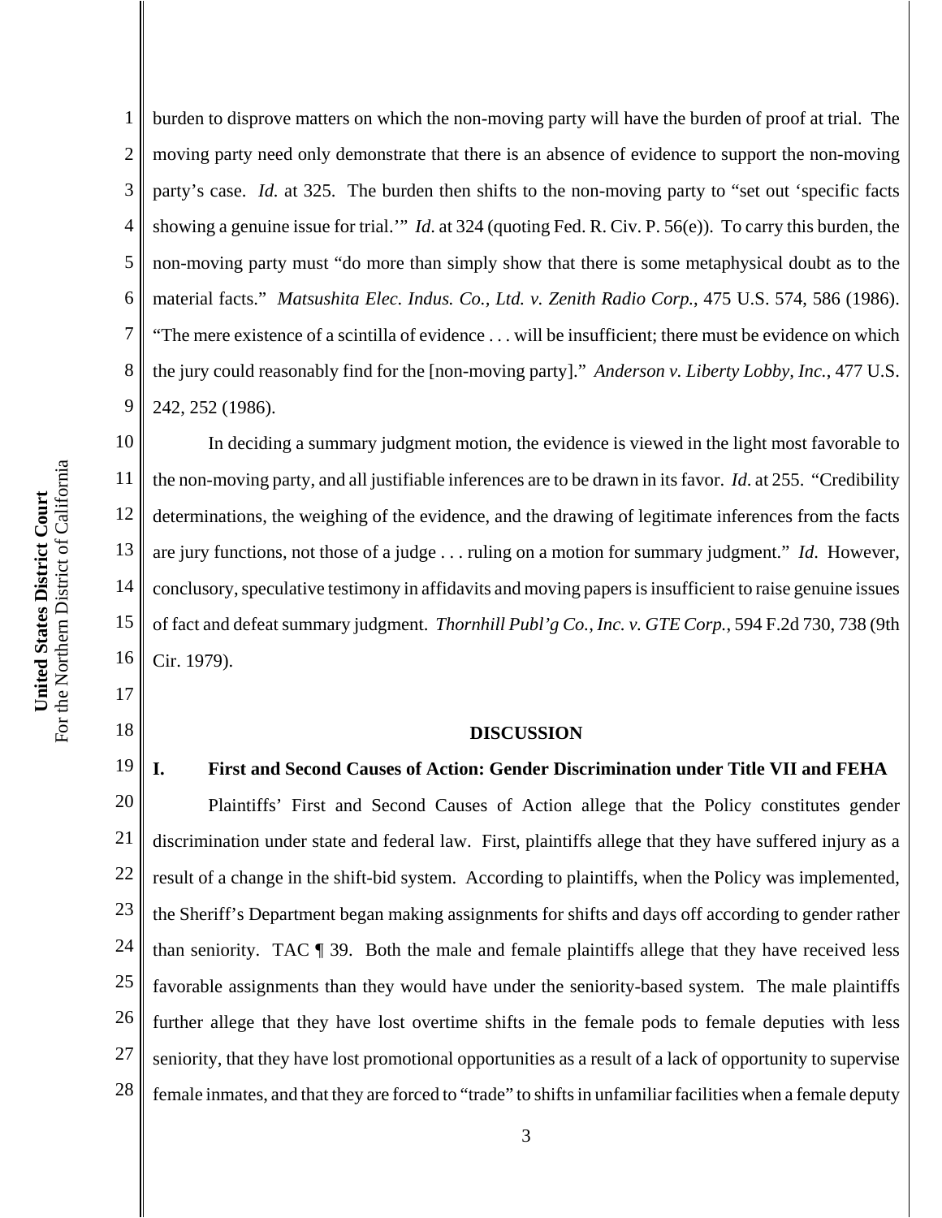burden to disprove matters on which the non-moving party will have the burden of proof at trial. The moving party need only demonstrate that there is an absence of evidence to support the non-moving party's case. *Id.* at 325. The burden then shifts to the non-moving party to "set out 'specific facts showing a genuine issue for trial.'" *Id*. at 324 (quoting Fed. R. Civ. P. 56(e)). To carry this burden, the non-moving party must "do more than simply show that there is some metaphysical doubt as to the material facts." *Matsushita Elec. Indus. Co., Ltd. v. Zenith Radio Corp.*, 475 U.S. 574, 586 (1986). "The mere existence of a scintilla of evidence . . . will be insufficient; there must be evidence on which the jury could reasonably find for the [non-moving party]." *Anderson v. Liberty Lobby, Inc.*, 477 U.S. 242, 252 (1986).

In deciding a summary judgment motion, the evidence is viewed in the light most favorable to the non-moving party, and all justifiable inferences are to be drawn in its favor. *Id*. at 255. "Credibility determinations, the weighing of the evidence, and the drawing of legitimate inferences from the facts are jury functions, not those of a judge . . . ruling on a motion for summary judgment." *Id*. However, conclusory, speculative testimony in affidavits and moving papers is insufficient to raise genuine issues of fact and defeat summary judgment. *Thornhill Publ'g Co., Inc. v. GTE Corp.*, 594 F.2d 730, 738 (9th Cir. 1979).

## DISCUSSION

### I. First and Second Causes of Action: Gender Discrimination under Title VII and FEHA

Plaintiffs' First and Second Causes of Action allege that the Policy constitutes gender discrimination under state and federal law. First, plaintiffs allege that they have suffered injury as a result of a change in the shift-bid system. According to plaintiffs, when the Policy was implemented, the Sheriff's Department began making assignments for shifts and days off according to gender rather than seniority. TAC ¶ 39. Both the male and female plaintiffs allege that they have received less favorable assignments than they would have under the seniority-based system. The male plaintiffs further allege that they have lost overtime shifts in the female pods to female deputies with less seniority, that they have lost promotional opportunities as a result of a lack of opportunity to supervise female inmates, and that they are forced to "trade" to shifts in unfamiliar facilities when a female deputy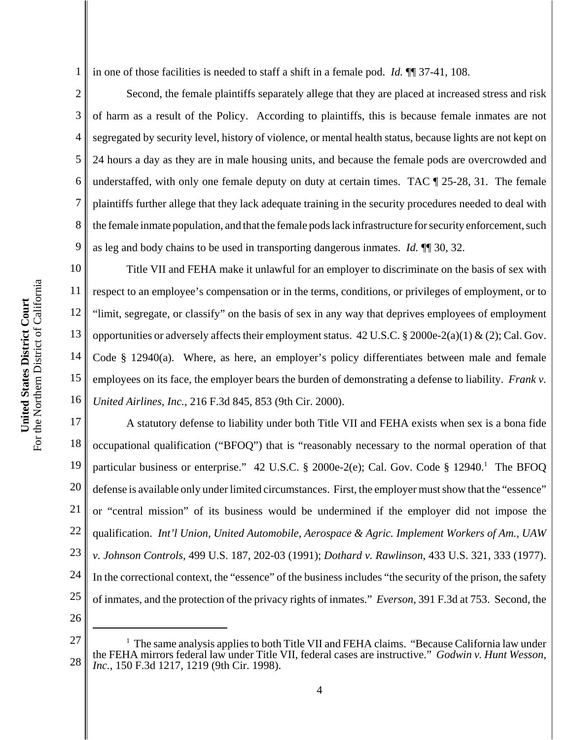in one of those facilities is needed to staff a shift in a female pod. *Id.* ¶¶ 37-41, 108.

Second, the female plaintiffs separately allege that they are placed at increased stress and risk of harm as a result of the Policy. According to plaintiffs, this is because female inmates are not segregated by security level, history of violence, or mental health status, because lights are not kept on 24 hours a day as they are in male housing units, and because the female pods are overcrowded and understaffed, with only one female deputy on duty at certain times. TAC ¶ 25-28, 31. The female plaintiffs further allege that they lack adequate training in the security procedures needed to deal with the female inmate population, and that the female pods lack infrastructure for security enforcement, such as leg and body chains to be used in transporting dangerous inmates. *Id.* ¶¶ 30, 32.

Title VII and FEHA make it unlawful for an employer to discriminate on the basis of sex with respect to an employee's compensation or in the terms, conditions, or privileges of employment, or to "limit, segregate, or classify" on the basis of sex in any way that deprives employees of employment opportunities or adversely affects their employment status. 42 U.S.C. § 2000e-2(a)(1) & (2); Cal. Gov. Code § 12940(a). Where, as here, an employer's policy differentiates between male and female employees on its face, the employer bears the burden of demonstrating a defense to liability. *Frank v. United Airlines, Inc.*, 216 F.3d 845, 853 (9th Cir. 2000).

A statutory defense to liability under both Title VII and FEHA exists when sex is a bona fide occupational qualification ("BFOQ") that is "reasonably necessary to the normal operation of that particular business or enterprise." 42 U.S.C. § 2000e-2(e); Cal. Gov. Code § 12940.[1] The BFOQ defense is available only under limited circumstances. First, the employer must show that the "essence" or "central mission" of its business would be undermined if the employer did not impose the qualification. *Int'l Union, United Automobile, Aerospace & Agric. Implement Workers of Am., UAW v. Johnson Controls*, 499 U.S. 187, 202-03 (1991); *Dothard v. Rawlinson*, 433 U.S. 321, 333 (1977). In the correctional context, the "essence" of the business includes "the security of the prison, the safety of inmates, and the protection of the privacy rights of inmates." *Everson*, 391 F.3d at 753. Second, the

---

[1] The same analysis applies to both Title VII and FEHA claims. "Because California law under the FEHA mirrors federal law under Title VII, federal cases are instructive." *Godwin v. Hunt Wesson, Inc.*, 150 F.3d 1217, 1219 (9th Cir. 1998).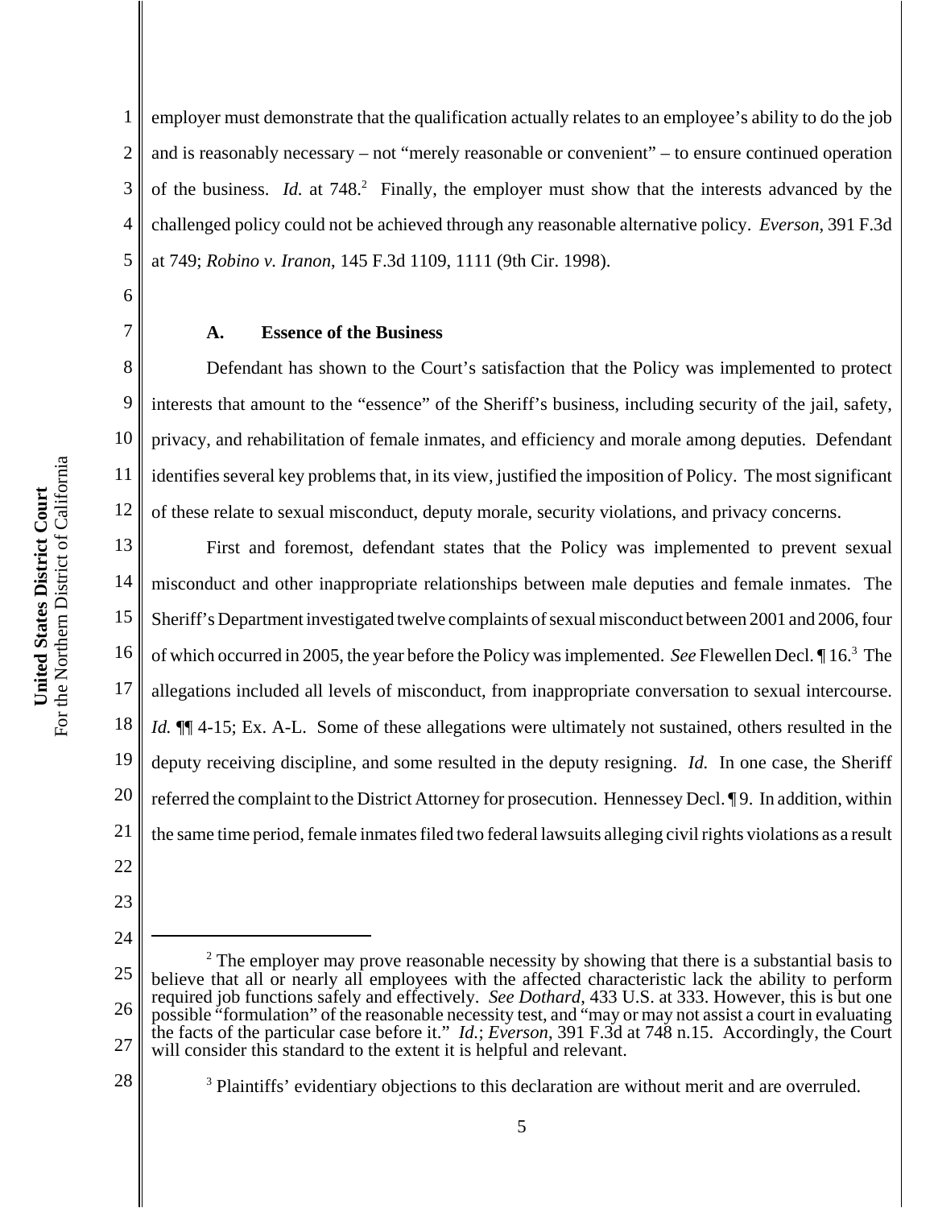employer must demonstrate that the qualification actually relates to an employee's ability to do the job and is reasonably necessary – not "merely reasonable or convenient" – to ensure continued operation of the business. *Id.* at 748.[2] Finally, the employer must show that the interests advanced by the challenged policy could not be achieved through any reasonable alternative policy. *Everson*, 391 F.3d at 749; *Robino v. Iranon*, 145 F.3d 1109, 1111 (9th Cir. 1998).

### A. Essence of the Business

Defendant has shown to the Court's satisfaction that the Policy was implemented to protect interests that amount to the "essence" of the Sheriff's business, including security of the jail, safety, privacy, and rehabilitation of female inmates, and efficiency and morale among deputies. Defendant identifies several key problems that, in its view, justified the imposition of Policy. The most significant of these relate to sexual misconduct, deputy morale, security violations, and privacy concerns.

First and foremost, defendant states that the Policy was implemented to prevent sexual misconduct and other inappropriate relationships between male deputies and female inmates. The Sheriff's Department investigated twelve complaints of sexual misconduct between 2001 and 2006, four of which occurred in 2005, the year before the Policy was implemented. *See* Flewellen Decl. ¶ 16.[3] The allegations included all levels of misconduct, from inappropriate conversation to sexual intercourse. *Id.* ¶¶ 4-15; Ex. A-L. Some of these allegations were ultimately not sustained, others resulted in the deputy receiving discipline, and some resulted in the deputy resigning. *Id.* In one case, the Sheriff referred the complaint to the District Attorney for prosecution. Hennessey Decl. ¶ 9. In addition, within the same time period, female inmates filed two federal lawsuits alleging civil rights violations as a result

---

[2] The employer may prove reasonable necessity by showing that there is a substantial basis to believe that all or nearly all employees with the affected characteristic lack the ability to perform required job functions safely and effectively. *See Dothard*, 433 U.S. at 333. However, this is but one possible "formulation" of the reasonable necessity test, and "may or may not assist a court in evaluating the facts of the particular case before it." *Id.*; *Everson*, 391 F.3d at 748 n.15. Accordingly, the Court will consider this standard to the extent it is helpful and relevant.

[3] Plaintiffs' evidentiary objections to this declaration are without merit and are overruled.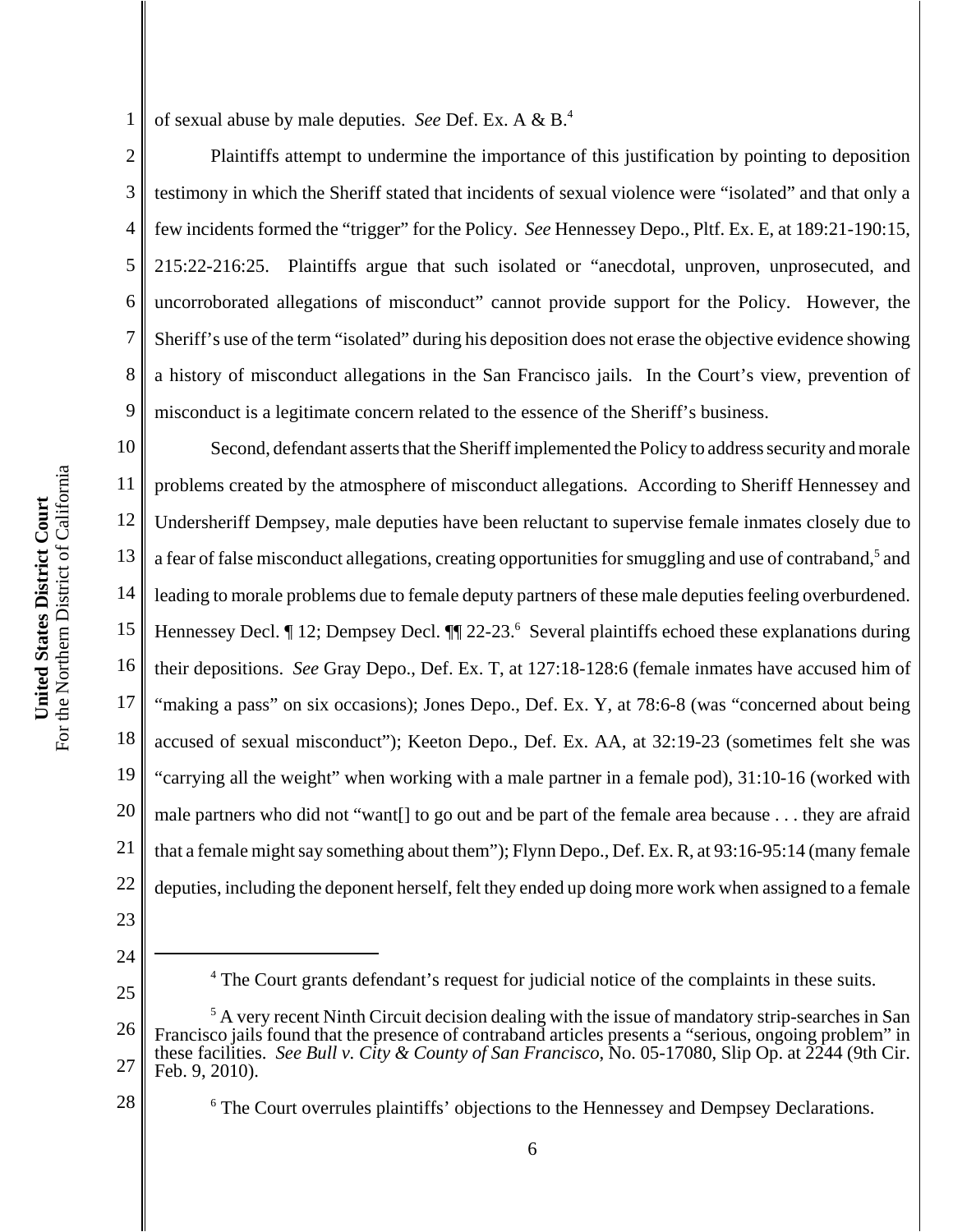of sexual abuse by male deputies. *See* Def. Ex. A & B.[4]

Plaintiffs attempt to undermine the importance of this justification by pointing to deposition testimony in which the Sheriff stated that incidents of sexual violence were "isolated" and that only a few incidents formed the "trigger" for the Policy. *See* Hennessey Depo., Pltf. Ex. E, at 189:21-190:15, 215:22-216:25. Plaintiffs argue that such isolated or "anecdotal, unproven, unprosecuted, and uncorroborated allegations of misconduct" cannot provide support for the Policy. However, the Sheriff's use of the term "isolated" during his deposition does not erase the objective evidence showing a history of misconduct allegations in the San Francisco jails. In the Court's view, prevention of misconduct is a legitimate concern related to the essence of the Sheriff's business.

Second, defendant asserts that the Sheriff implemented the Policy to address security and morale problems created by the atmosphere of misconduct allegations. According to Sheriff Hennessey and Undersheriff Dempsey, male deputies have been reluctant to supervise female inmates closely due to a fear of false misconduct allegations, creating opportunities for smuggling and use of contraband,[5] and leading to morale problems due to female deputy partners of these male deputies feeling overburdened. Hennessey Decl. ¶ 12; Dempsey Decl. ¶¶ 22-23.[6] Several plaintiffs echoed these explanations during their depositions. *See* Gray Depo., Def. Ex. T, at 127:18-128:6 (female inmates have accused him of "making a pass" on six occasions); Jones Depo., Def. Ex. Y, at 78:6-8 (was "concerned about being accused of sexual misconduct"); Keeton Depo., Def. Ex. AA, at 32:19-23 (sometimes felt she was "carrying all the weight" when working with a male partner in a female pod), 31:10-16 (worked with male partners who did not "want[] to go out and be part of the female area because . . . they are afraid that a female might say something about them"); Flynn Depo., Def. Ex. R, at 93:16-95:14 (many female deputies, including the deponent herself, felt they ended up doing more work when assigned to a female

---

[4] The Court grants defendant's request for judicial notice of the complaints in these suits.

[5] A very recent Ninth Circuit decision dealing with the issue of mandatory strip-searches in San Francisco jails found that the presence of contraband articles presents a "serious, ongoing problem" in these facilities. *See Bull v. City & County of San Francisco*, No. 05-17080, Slip Op. at 2244 (9th Cir. Feb. 9, 2010).

[6] The Court overrules plaintiffs' objections to the Hennessey and Dempsey Declarations.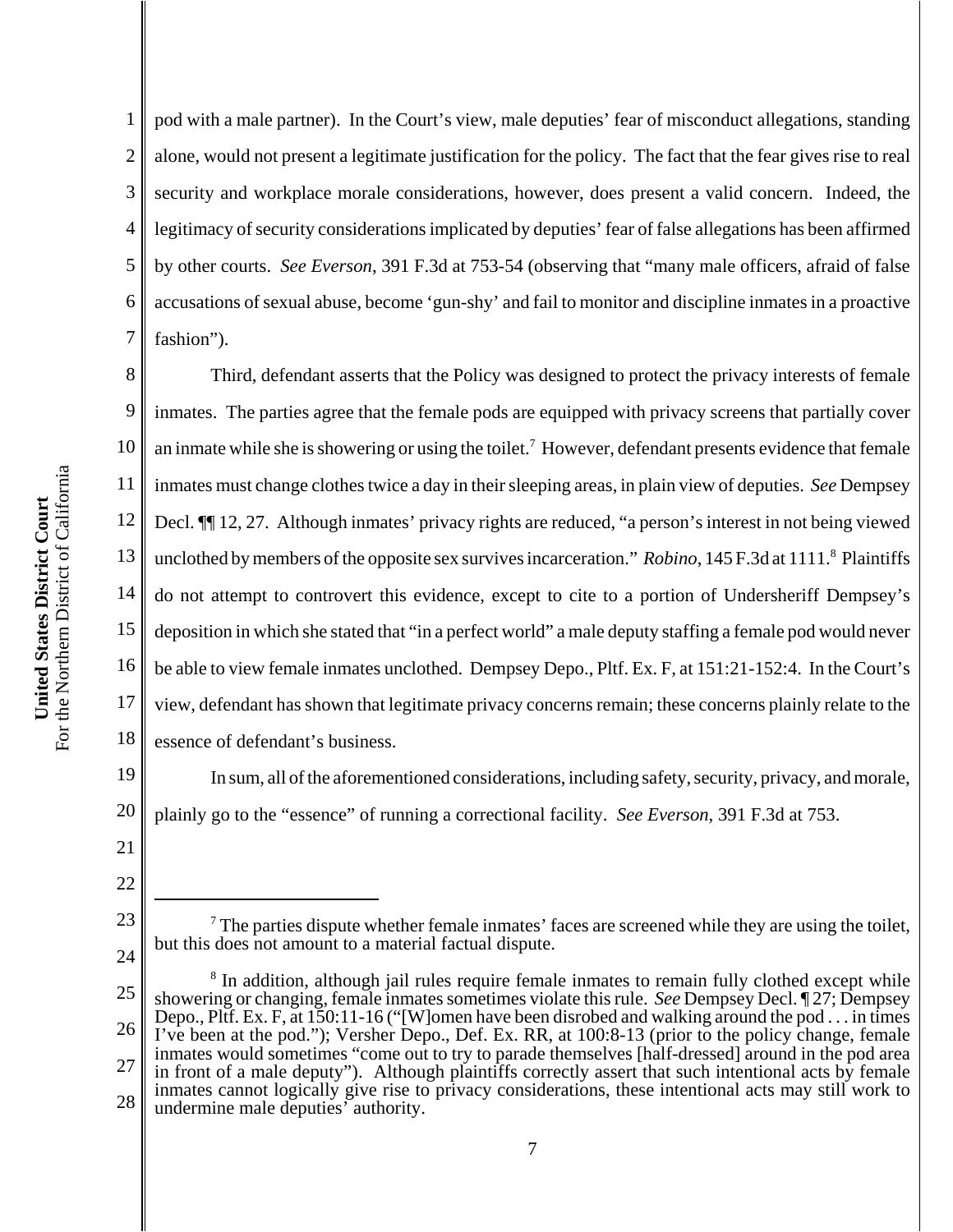pod with a male partner). In the Court's view, male deputies' fear of misconduct allegations, standing alone, would not present a legitimate justification for the policy. The fact that the fear gives rise to real security and workplace morale considerations, however, does present a valid concern. Indeed, the legitimacy of security considerations implicated by deputies' fear of false allegations has been affirmed by other courts. *See Everson*, 391 F.3d at 753-54 (observing that "many male officers, afraid of false accusations of sexual abuse, become 'gun-shy' and fail to monitor and discipline inmates in a proactive fashion").

Third, defendant asserts that the Policy was designed to protect the privacy interests of female inmates. The parties agree that the female pods are equipped with privacy screens that partially cover an inmate while she is showering or using the toilet.[7] However, defendant presents evidence that female inmates must change clothes twice a day in their sleeping areas, in plain view of deputies. *See* Dempsey Decl. ¶¶ 12, 27. Although inmates' privacy rights are reduced, "a person's interest in not being viewed unclothed by members of the opposite sex survives incarceration." *Robino*, 145 F.3d at 1111.[8] Plaintiffs do not attempt to controvert this evidence, except to cite to a portion of Undersheriff Dempsey's deposition in which she stated that "in a perfect world" a male deputy staffing a female pod would never be able to view female inmates unclothed. Dempsey Depo., Pltf. Ex. F, at 151:21-152:4. In the Court's view, defendant has shown that legitimate privacy concerns remain; these concerns plainly relate to the essence of defendant's business.

In sum, all of the aforementioned considerations, including safety, security, privacy, and morale, plainly go to the "essence" of running a correctional facility. *See Everson*, 391 F.3d at 753.

---

[7] The parties dispute whether female inmates' faces are screened while they are using the toilet, but this does not amount to a material factual dispute.

[8] In addition, although jail rules require female inmates to remain fully clothed except while showering or changing, female inmates sometimes violate this rule. *See* Dempsey Decl. ¶ 27; Dempsey Depo., Pltf. Ex. F, at 150:11-16 ("[W]omen have been disrobed and walking around the pod . . . in times I've been at the pod."); Versher Depo., Def. Ex. RR, at 100:8-13 (prior to the policy change, female inmates would sometimes "come out to try to parade themselves [half-dressed] around in the pod area in front of a male deputy"). Although plaintiffs correctly assert that such intentional acts by female inmates cannot logically give rise to privacy considerations, these intentional acts may still work to undermine male deputies' authority.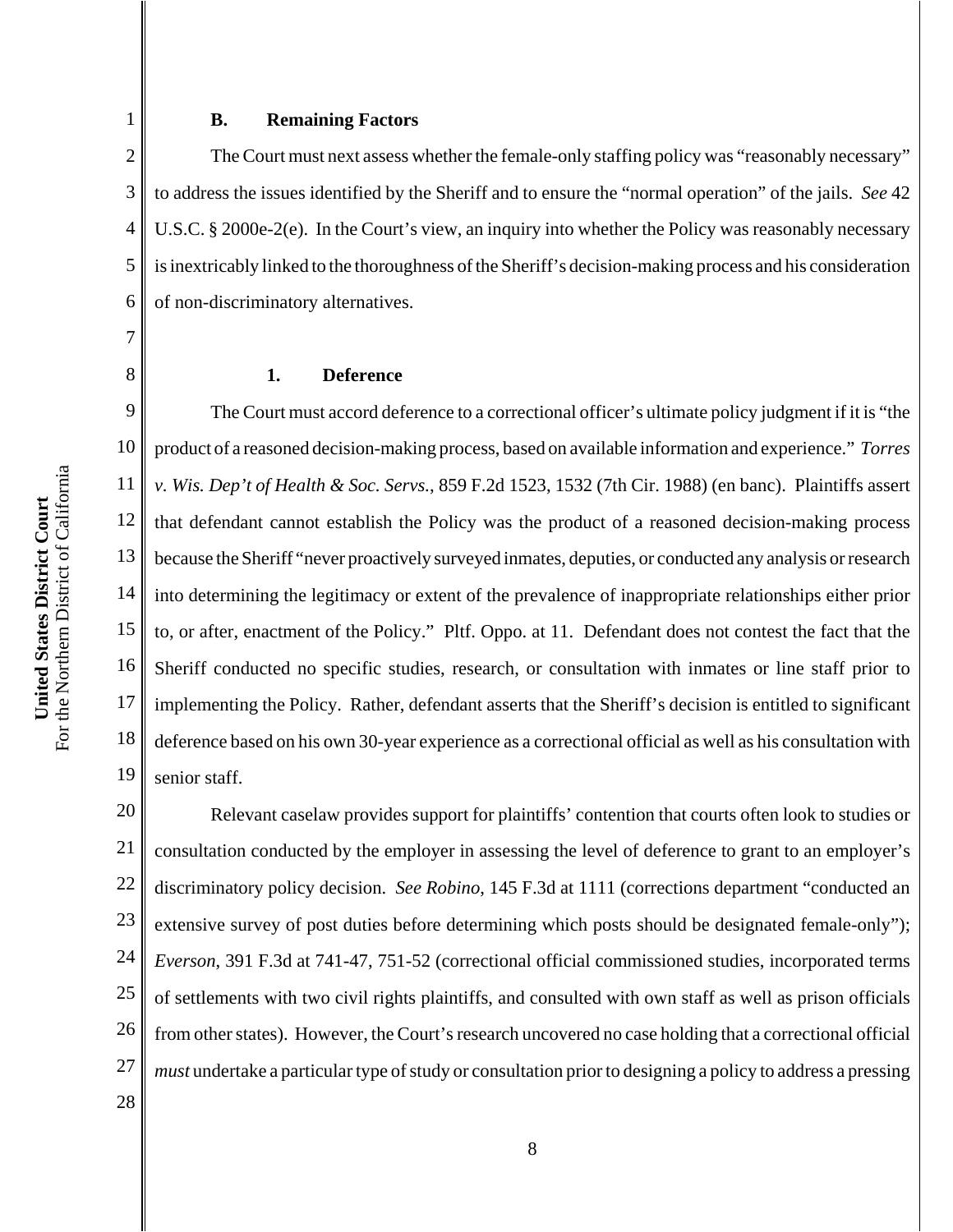### B. Remaining Factors

The Court must next assess whether the female-only staffing policy was "reasonably necessary" to address the issues identified by the Sheriff and to ensure the "normal operation" of the jails. *See* 42 U.S.C. § 2000e-2(e). In the Court's view, an inquiry into whether the Policy was reasonably necessary is inextricably linked to the thoroughness of the Sheriff's decision-making process and his consideration of non-discriminatory alternatives.

#### 1. Deference

The Court must accord deference to a correctional officer's ultimate policy judgment if it is "the product of a reasoned decision-making process, based on available information and experience." *Torres v. Wis. Dep't of Health & Soc. Servs.*, 859 F.2d 1523, 1532 (7th Cir. 1988) (en banc). Plaintiffs assert that defendant cannot establish the Policy was the product of a reasoned decision-making process because the Sheriff "never proactively surveyed inmates, deputies, or conducted any analysis or research into determining the legitimacy or extent of the prevalence of inappropriate relationships either prior to, or after, enactment of the Policy." Pltf. Oppo. at 11. Defendant does not contest the fact that the Sheriff conducted no specific studies, research, or consultation with inmates or line staff prior to implementing the Policy. Rather, defendant asserts that the Sheriff's decision is entitled to significant deference based on his own 30-year experience as a correctional official as well as his consultation with senior staff.

Relevant caselaw provides support for plaintiffs' contention that courts often look to studies or consultation conducted by the employer in assessing the level of deference to grant to an employer's discriminatory policy decision. *See Robino*, 145 F.3d at 1111 (corrections department "conducted an extensive survey of post duties before determining which posts should be designated female-only"); *Everson*, 391 F.3d at 741-47, 751-52 (correctional official commissioned studies, incorporated terms of settlements with two civil rights plaintiffs, and consulted with own staff as well as prison officials from other states). However, the Court's research uncovered no case holding that a correctional official *must* undertake a particular type of study or consultation prior to designing a policy to address a pressing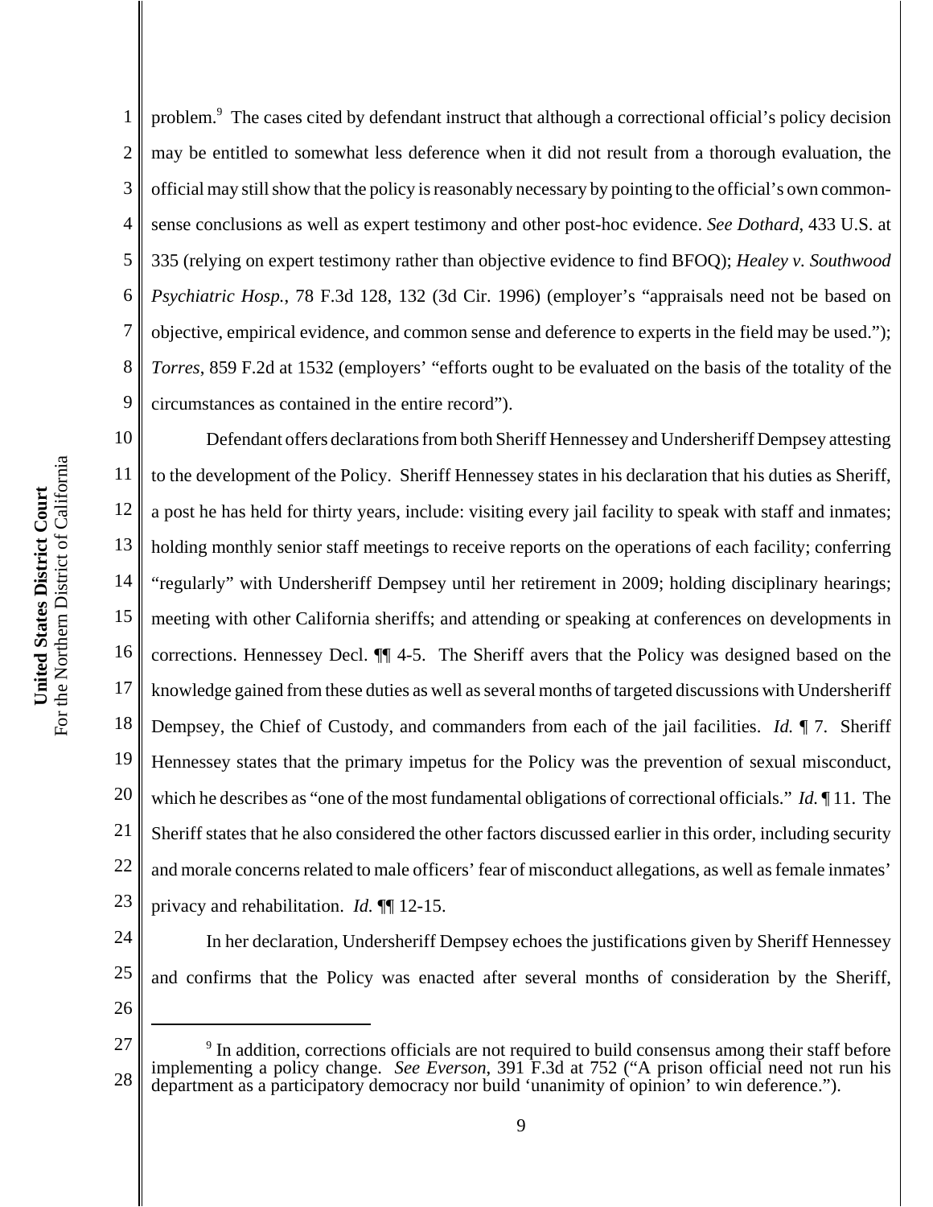problem.[9] The cases cited by defendant instruct that although a correctional official's policy decision may be entitled to somewhat less deference when it did not result from a thorough evaluation, the official may still show that the policy is reasonably necessary by pointing to the official's own common-sense conclusions as well as expert testimony and other post-hoc evidence. *See Dothard*, 433 U.S. at 335 (relying on expert testimony rather than objective evidence to find BFOQ); *Healey v. Southwood Psychiatric Hosp.*, 78 F.3d 128, 132 (3d Cir. 1996) (employer's "appraisals need not be based on objective, empirical evidence, and common sense and deference to experts in the field may be used."); *Torres*, 859 F.2d at 1532 (employers' "efforts ought to be evaluated on the basis of the totality of the circumstances as contained in the entire record").

Defendant offers declarations from both Sheriff Hennessey and Undersheriff Dempsey attesting to the development of the Policy. Sheriff Hennessey states in his declaration that his duties as Sheriff, a post he has held for thirty years, include: visiting every jail facility to speak with staff and inmates; holding monthly senior staff meetings to receive reports on the operations of each facility; conferring "regularly" with Undersheriff Dempsey until her retirement in 2009; holding disciplinary hearings; meeting with other California sheriffs; and attending or speaking at conferences on developments in corrections. Hennessey Decl. ¶¶ 4-5. The Sheriff avers that the Policy was designed based on the knowledge gained from these duties as well as several months of targeted discussions with Undersheriff Dempsey, the Chief of Custody, and commanders from each of the jail facilities. *Id.* ¶ 7. Sheriff Hennessey states that the primary impetus for the Policy was the prevention of sexual misconduct, which he describes as "one of the most fundamental obligations of correctional officials." *Id.* ¶ 11. The Sheriff states that he also considered the other factors discussed earlier in this order, including security and morale concerns related to male officers' fear of misconduct allegations, as well as female inmates' privacy and rehabilitation. *Id.* ¶¶ 12-15.

In her declaration, Undersheriff Dempsey echoes the justifications given by Sheriff Hennessey and confirms that the Policy was enacted after several months of consideration by the Sheriff,

---

[9] In addition, corrections officials are not required to build consensus among their staff before implementing a policy change. *See Everson*, 391 F.3d at 752 ("A prison official need not run his department as a participatory democracy nor build 'unanimity of opinion' to win deference.").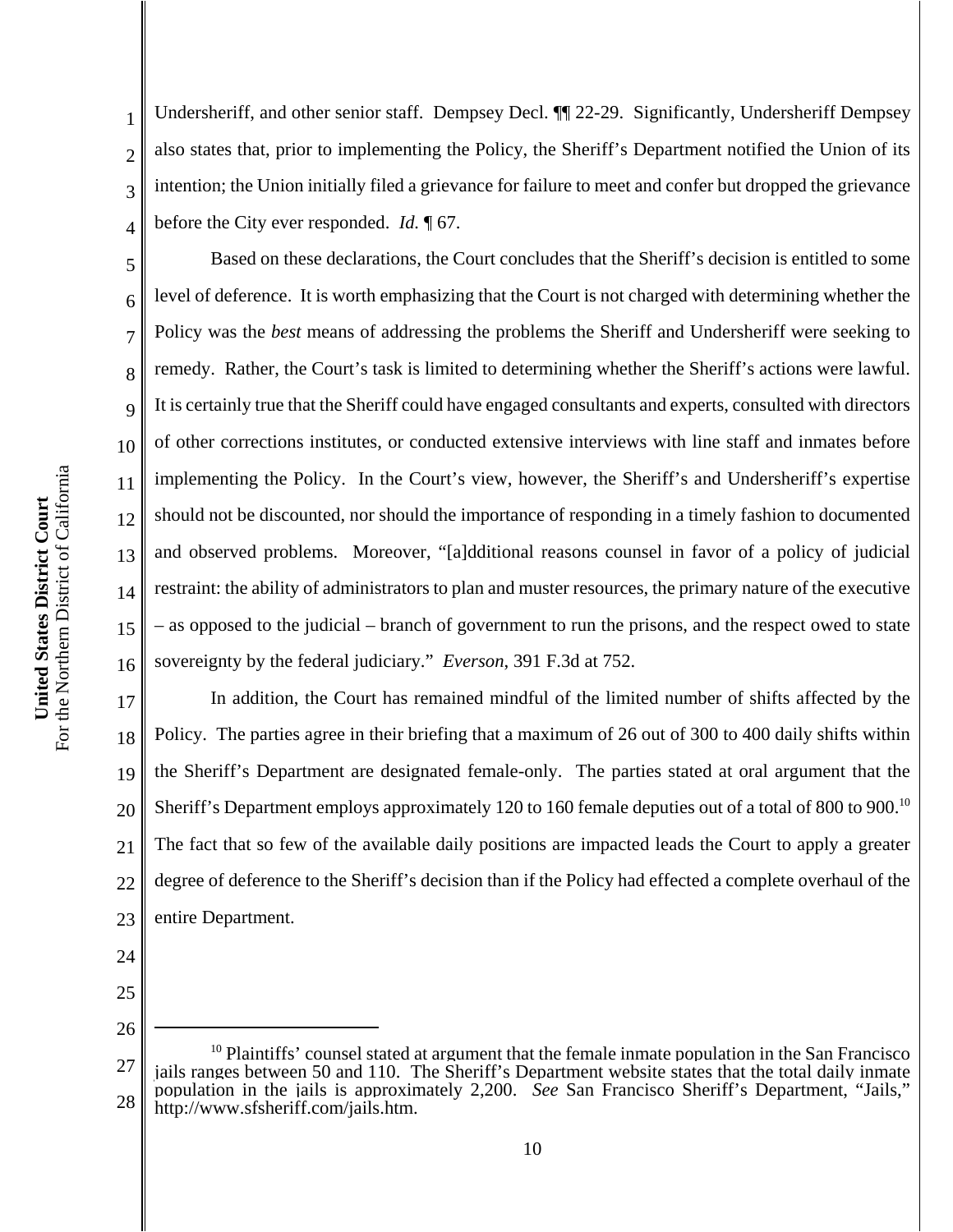Undersheriff, and other senior staff. Dempsey Decl. ¶¶ 22-29. Significantly, Undersheriff Dempsey also states that, prior to implementing the Policy, the Sheriff's Department notified the Union of its intention; the Union initially filed a grievance for failure to meet and confer but dropped the grievance before the City ever responded. *Id.* ¶ 67.

Based on these declarations, the Court concludes that the Sheriff's decision is entitled to some level of deference. It is worth emphasizing that the Court is not charged with determining whether the Policy was the *best* means of addressing the problems the Sheriff and Undersheriff were seeking to remedy. Rather, the Court's task is limited to determining whether the Sheriff's actions were lawful. It is certainly true that the Sheriff could have engaged consultants and experts, consulted with directors of other corrections institutes, or conducted extensive interviews with line staff and inmates before implementing the Policy. In the Court's view, however, the Sheriff's and Undersheriff's expertise should not be discounted, nor should the importance of responding in a timely fashion to documented and observed problems. Moreover, "[a]dditional reasons counsel in favor of a policy of judicial restraint: the ability of administrators to plan and muster resources, the primary nature of the executive – as opposed to the judicial – branch of government to run the prisons, and the respect owed to state sovereignty by the federal judiciary." *Everson*, 391 F.3d at 752.

In addition, the Court has remained mindful of the limited number of shifts affected by the Policy. The parties agree in their briefing that a maximum of 26 out of 300 to 400 daily shifts within the Sheriff's Department are designated female-only. The parties stated at oral argument that the Sheriff's Department employs approximately 120 to 160 female deputies out of a total of 800 to 900.[10] The fact that so few of the available daily positions are impacted leads the Court to apply a greater degree of deference to the Sheriff's decision than if the Policy had effected a complete overhaul of the entire Department.

---

[10] Plaintiffs' counsel stated at argument that the female inmate population in the San Francisco jails ranges between 50 and 110. The Sheriff's Department website states that the total daily inmate population in the jails is approximately 2,200. *See* San Francisco Sheriff's Department, "Jails," http://www.sfsheriff.com/jails.htm.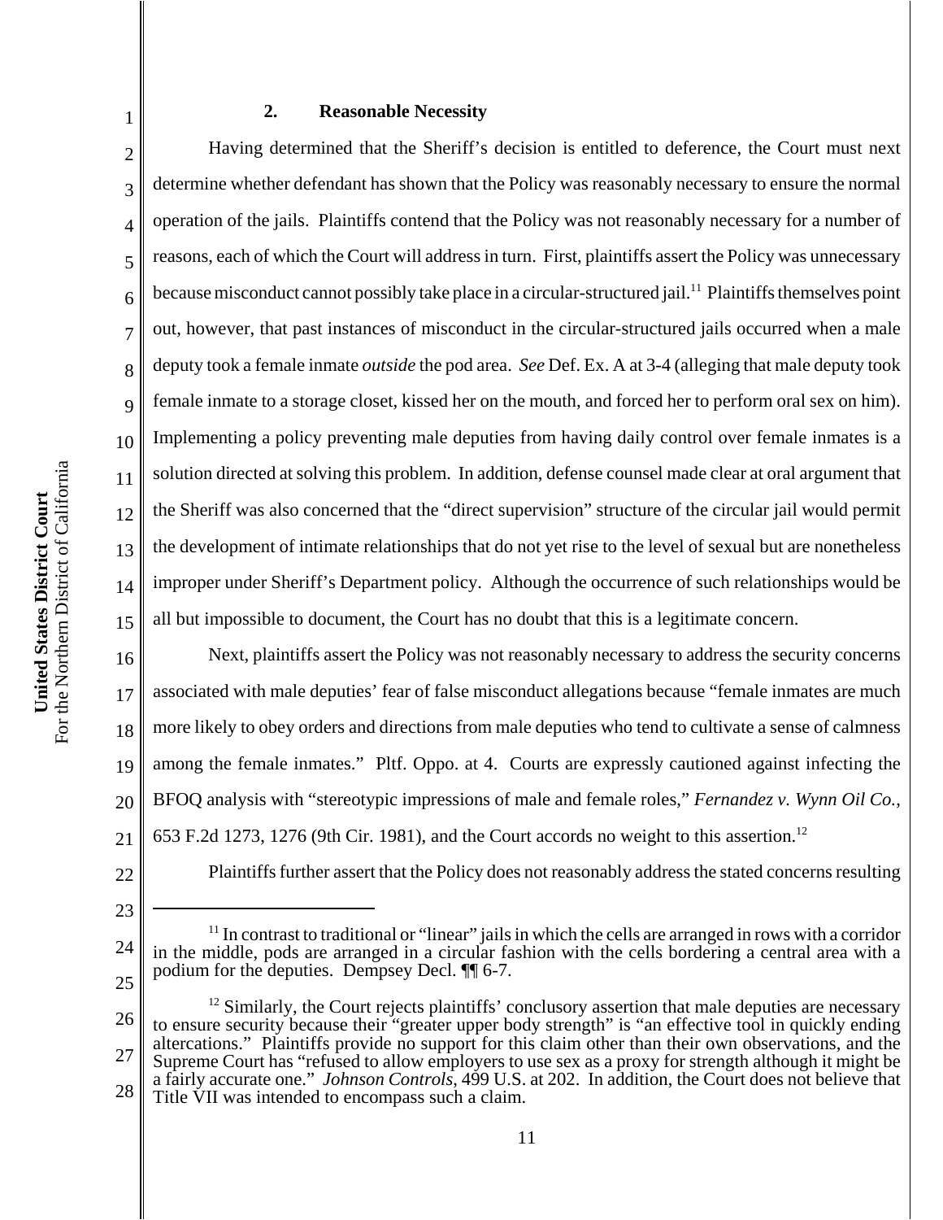### 2. Reasonable Necessity

Having determined that the Sheriff's decision is entitled to deference, the Court must next determine whether defendant has shown that the Policy was reasonably necessary to ensure the normal operation of the jails. Plaintiffs contend that the Policy was not reasonably necessary for a number of reasons, each of which the Court will address in turn. First, plaintiffs assert the Policy was unnecessary because misconduct cannot possibly take place in a circular-structured jail.[11] Plaintiffs themselves point out, however, that past instances of misconduct in the circular-structured jails occurred when a male deputy took a female inmate *outside* the pod area. *See* Def. Ex. A at 3-4 (alleging that male deputy took female inmate to a storage closet, kissed her on the mouth, and forced her to perform oral sex on him). Implementing a policy preventing male deputies from having daily control over female inmates is a solution directed at solving this problem. In addition, defense counsel made clear at oral argument that the Sheriff was also concerned that the "direct supervision" structure of the circular jail would permit the development of intimate relationships that do not yet rise to the level of sexual but are nonetheless improper under Sheriff's Department policy. Although the occurrence of such relationships would be all but impossible to document, the Court has no doubt that this is a legitimate concern.

Next, plaintiffs assert the Policy was not reasonably necessary to address the security concerns associated with male deputies' fear of false misconduct allegations because "female inmates are much more likely to obey orders and directions from male deputies who tend to cultivate a sense of calmness among the female inmates." Pltf. Oppo. at 4. Courts are expressly cautioned against infecting the BFOQ analysis with "stereotypic impressions of male and female roles," *Fernandez v. Wynn Oil Co.*, 653 F.2d 1273, 1276 (9th Cir. 1981), and the Court accords no weight to this assertion.[12]

Plaintiffs further assert that the Policy does not reasonably address the stated concerns resulting

---

[11] In contrast to traditional or "linear" jails in which the cells are arranged in rows with a corridor in the middle, pods are arranged in a circular fashion with the cells bordering a central area with a podium for the deputies. Dempsey Decl. ¶¶ 6-7.

[12] Similarly, the Court rejects plaintiffs' conclusory assertion that male deputies are necessary to ensure security because their "greater upper body strength" is "an effective tool in quickly ending altercations." Plaintiffs provide no support for this claim other than their own observations, and the Supreme Court has "refused to allow employers to use sex as a proxy for strength although it might be a fairly accurate one." *Johnson Controls*, 499 U.S. at 202. In addition, the Court does not believe that Title VII was intended to encompass such a claim.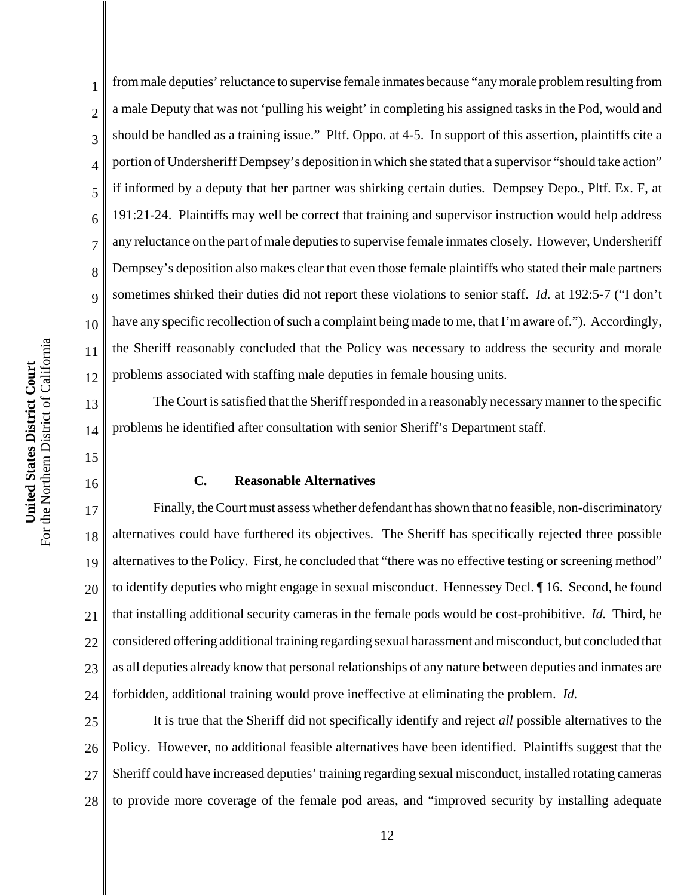from male deputies' reluctance to supervise female inmates because "any morale problem resulting from a male Deputy that was not 'pulling his weight' in completing his assigned tasks in the Pod, would and should be handled as a training issue." Pltf. Oppo. at 4-5. In support of this assertion, plaintiffs cite a portion of Undersheriff Dempsey's deposition in which she stated that a supervisor "should take action" if informed by a deputy that her partner was shirking certain duties. Dempsey Depo., Pltf. Ex. F, at 191:21-24. Plaintiffs may well be correct that training and supervisor instruction would help address any reluctance on the part of male deputies to supervise female inmates closely. However, Undersheriff Dempsey's deposition also makes clear that even those female plaintiffs who stated their male partners sometimes shirked their duties did not report these violations to senior staff. *Id.* at 192:5-7 ("I don't have any specific recollection of such a complaint being made to me, that I'm aware of."). Accordingly, the Sheriff reasonably concluded that the Policy was necessary to address the security and morale problems associated with staffing male deputies in female housing units.

The Court is satisfied that the Sheriff responded in a reasonably necessary manner to the specific problems he identified after consultation with senior Sheriff's Department staff.

### C. Reasonable Alternatives

Finally, the Court must assess whether defendant has shown that no feasible, non-discriminatory alternatives could have furthered its objectives. The Sheriff has specifically rejected three possible alternatives to the Policy. First, he concluded that "there was no effective testing or screening method" to identify deputies who might engage in sexual misconduct. Hennessey Decl. ¶ 16. Second, he found that installing additional security cameras in the female pods would be cost-prohibitive. *Id.* Third, he considered offering additional training regarding sexual harassment and misconduct, but concluded that as all deputies already know that personal relationships of any nature between deputies and inmates are forbidden, additional training would prove ineffective at eliminating the problem. *Id.*

It is true that the Sheriff did not specifically identify and reject *all* possible alternatives to the Policy. However, no additional feasible alternatives have been identified. Plaintiffs suggest that the Sheriff could have increased deputies' training regarding sexual misconduct, installed rotating cameras to provide more coverage of the female pod areas, and "improved security by installing adequate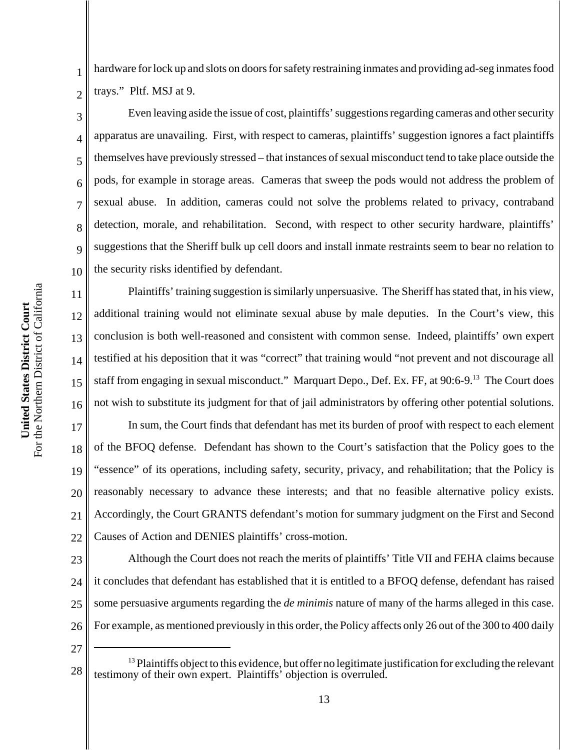hardware for lock up and slots on doors for safety restraining inmates and providing ad-seg inmates food trays." Pltf. MSJ at 9.

Even leaving aside the issue of cost, plaintiffs' suggestions regarding cameras and other security apparatus are unavailing. First, with respect to cameras, plaintiffs' suggestion ignores a fact plaintiffs themselves have previously stressed – that instances of sexual misconduct tend to take place outside the pods, for example in storage areas. Cameras that sweep the pods would not address the problem of sexual abuse. In addition, cameras could not solve the problems related to privacy, contraband detection, morale, and rehabilitation. Second, with respect to other security hardware, plaintiffs' suggestions that the Sheriff bulk up cell doors and install inmate restraints seem to bear no relation to the security risks identified by defendant.

Plaintiffs' training suggestion is similarly unpersuasive. The Sheriff has stated that, in his view, additional training would not eliminate sexual abuse by male deputies. In the Court's view, this conclusion is both well-reasoned and consistent with common sense. Indeed, plaintiffs' own expert testified at his deposition that it was "correct" that training would "not prevent and not discourage all staff from engaging in sexual misconduct." Marquart Depo., Def. Ex. FF, at 90:6-9.[13] The Court does not wish to substitute its judgment for that of jail administrators by offering other potential solutions.

In sum, the Court finds that defendant has met its burden of proof with respect to each element of the BFOQ defense. Defendant has shown to the Court's satisfaction that the Policy goes to the "essence" of its operations, including safety, security, privacy, and rehabilitation; that the Policy is reasonably necessary to advance these interests; and that no feasible alternative policy exists. Accordingly, the Court GRANTS defendant's motion for summary judgment on the First and Second Causes of Action and DENIES plaintiffs' cross-motion.

Although the Court does not reach the merits of plaintiffs' Title VII and FEHA claims because it concludes that defendant has established that it is entitled to a BFOQ defense, defendant has raised some persuasive arguments regarding the *de minimis* nature of many of the harms alleged in this case. For example, as mentioned previously in this order, the Policy affects only 26 out of the 300 to 400 daily

---

[13] Plaintiffs object to this evidence, but offer no legitimate justification for excluding the relevant testimony of their own expert. Plaintiffs' objection is overruled.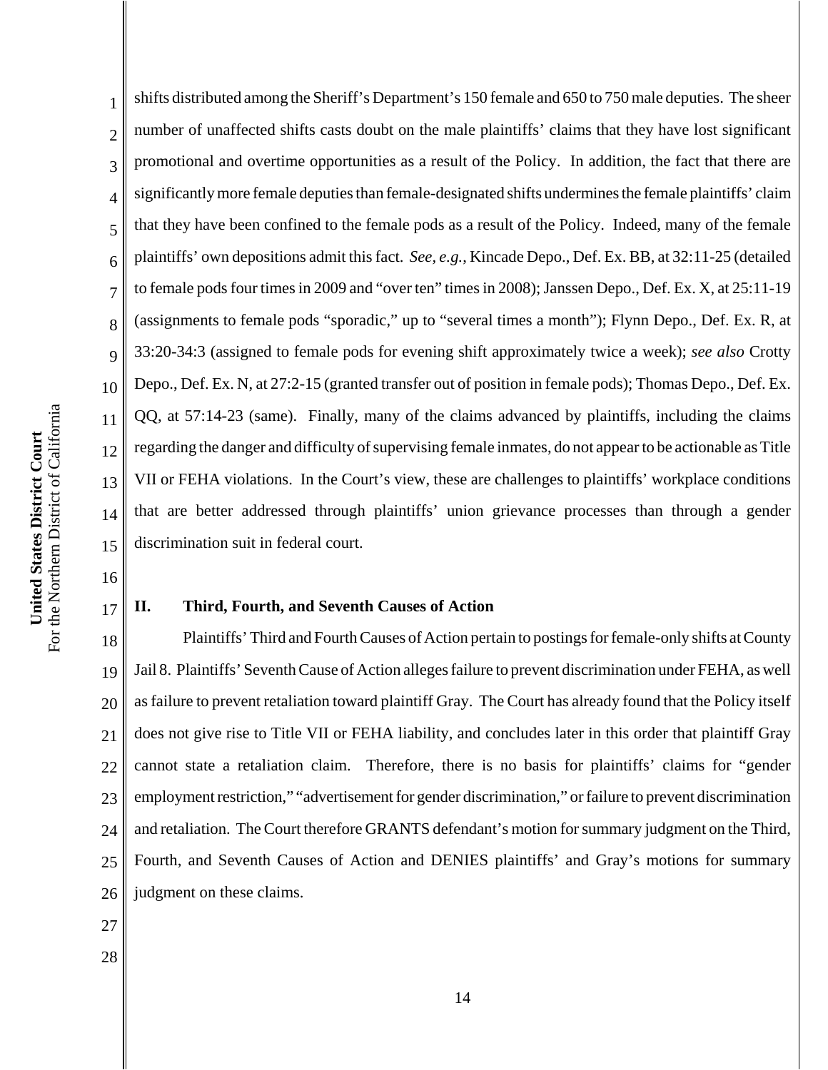shifts distributed among the Sheriff's Department's 150 female and 650 to 750 male deputies. The sheer number of unaffected shifts casts doubt on the male plaintiffs' claims that they have lost significant promotional and overtime opportunities as a result of the Policy. In addition, the fact that there are significantly more female deputies than female-designated shifts undermines the female plaintiffs' claim that they have been confined to the female pods as a result of the Policy. Indeed, many of the female plaintiffs' own depositions admit this fact. *See, e.g.*, Kincade Depo., Def. Ex. BB, at 32:11-25 (detailed to female pods four times in 2009 and "over ten" times in 2008); Janssen Depo., Def. Ex. X, at 25:11-19 (assignments to female pods "sporadic," up to "several times a month"); Flynn Depo., Def. Ex. R, at 33:20-34:3 (assigned to female pods for evening shift approximately twice a week); *see also* Crotty Depo., Def. Ex. N, at 27:2-15 (granted transfer out of position in female pods); Thomas Depo., Def. Ex. QQ, at 57:14-23 (same). Finally, many of the claims advanced by plaintiffs, including the claims regarding the danger and difficulty of supervising female inmates, do not appear to be actionable as Title VII or FEHA violations. In the Court's view, these are challenges to plaintiffs' workplace conditions that are better addressed through plaintiffs' union grievance processes than through a gender discrimination suit in federal court.

## II. Third, Fourth, and Seventh Causes of Action

Plaintiffs' Third and Fourth Causes of Action pertain to postings for female-only shifts at County Jail 8. Plaintiffs' Seventh Cause of Action alleges failure to prevent discrimination under FEHA, as well as failure to prevent retaliation toward plaintiff Gray. The Court has already found that the Policy itself does not give rise to Title VII or FEHA liability, and concludes later in this order that plaintiff Gray cannot state a retaliation claim. Therefore, there is no basis for plaintiffs' claims for "gender employment restriction," "advertisement for gender discrimination," or failure to prevent discrimination and retaliation. The Court therefore GRANTS defendant's motion for summary judgment on the Third, Fourth, and Seventh Causes of Action and DENIES plaintiffs' and Gray's motions for summary judgment on these claims.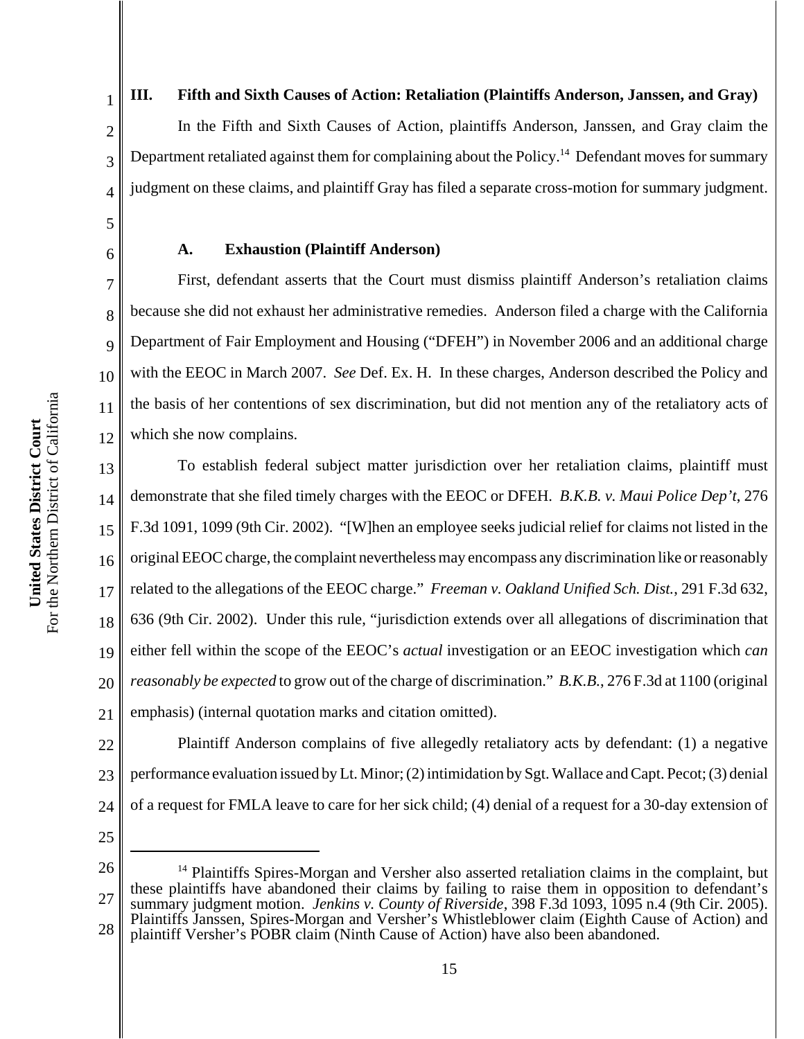### III. Fifth and Sixth Causes of Action: Retaliation (Plaintiffs Anderson, Janssen, and Gray)

In the Fifth and Sixth Causes of Action, plaintiffs Anderson, Janssen, and Gray claim the Department retaliated against them for complaining about the Policy.[14] Defendant moves for summary judgment on these claims, and plaintiff Gray has filed a separate cross-motion for summary judgment.

#### A. Exhaustion (Plaintiff Anderson)

First, defendant asserts that the Court must dismiss plaintiff Anderson's retaliation claims because she did not exhaust her administrative remedies. Anderson filed a charge with the California Department of Fair Employment and Housing ("DFEH") in November 2006 and an additional charge with the EEOC in March 2007. *See* Def. Ex. H. In these charges, Anderson described the Policy and the basis of her contentions of sex discrimination, but did not mention any of the retaliatory acts of which she now complains.

To establish federal subject matter jurisdiction over her retaliation claims, plaintiff must demonstrate that she filed timely charges with the EEOC or DFEH. *B.K.B. v. Maui Police Dep't*, 276 F.3d 1091, 1099 (9th Cir. 2002). "[W]hen an employee seeks judicial relief for claims not listed in the original EEOC charge, the complaint nevertheless may encompass any discrimination like or reasonably related to the allegations of the EEOC charge." *Freeman v. Oakland Unified Sch. Dist.*, 291 F.3d 632, 636 (9th Cir. 2002). Under this rule, "jurisdiction extends over all allegations of discrimination that either fell within the scope of the EEOC's *actual* investigation or an EEOC investigation which *can reasonably be expected* to grow out of the charge of discrimination." *B.K.B.*, 276 F.3d at 1100 (original emphasis) (internal quotation marks and citation omitted).

Plaintiff Anderson complains of five allegedly retaliatory acts by defendant: (1) a negative performance evaluation issued by Lt. Minor; (2) intimidation by Sgt. Wallace and Capt. Pecot; (3) denial of a request for FMLA leave to care for her sick child; (4) denial of a request for a 30-day extension of

---

[14] Plaintiffs Spires-Morgan and Versher also asserted retaliation claims in the complaint, but these plaintiffs have abandoned their claims by failing to raise them in opposition to defendant's summary judgment motion. *Jenkins v. County of Riverside*, 398 F.3d 1093, 1095 n.4 (9th Cir. 2005). Plaintiffs Janssen, Spires-Morgan and Versher's Whistleblower claim (Eighth Cause of Action) and plaintiff Versher's POBR claim (Ninth Cause of Action) have also been abandoned.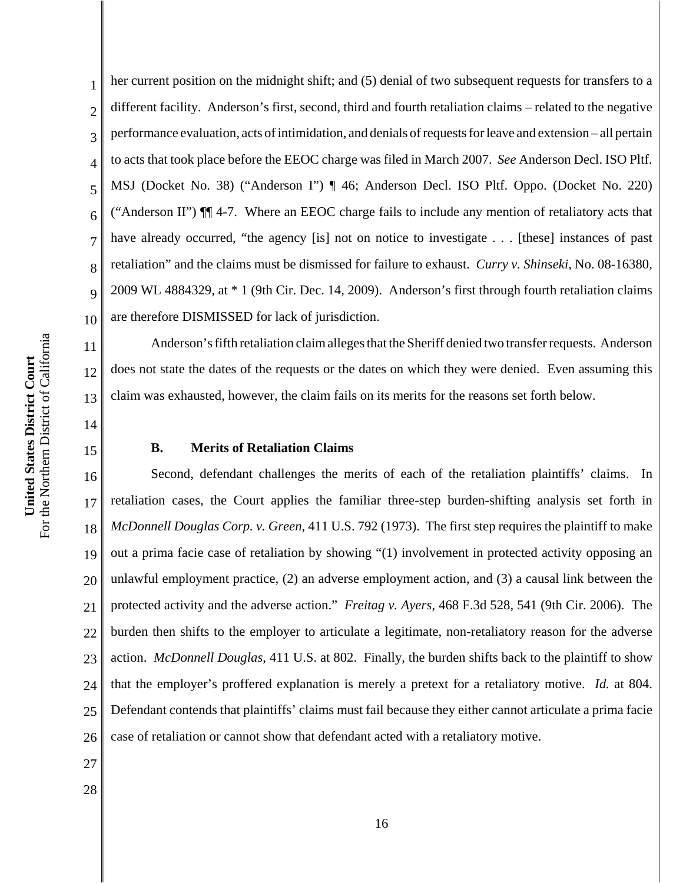her current position on the midnight shift; and (5) denial of two subsequent requests for transfers to a different facility. Anderson's first, second, third and fourth retaliation claims – related to the negative performance evaluation, acts of intimidation, and denials of requests for leave and extension – all pertain to acts that took place before the EEOC charge was filed in March 2007. *See* Anderson Decl. ISO Pltf. MSJ (Docket No. 38) ("Anderson I") ¶ 46; Anderson Decl. ISO Pltf. Oppo. (Docket No. 220) ("Anderson II") ¶¶ 4-7. Where an EEOC charge fails to include any mention of retaliatory acts that have already occurred, "the agency [is] not on notice to investigate . . . [these] instances of past retaliation" and the claims must be dismissed for failure to exhaust. *Curry v. Shinseki*, No. 08-16380, 2009 WL 4884329, at * 1 (9th Cir. Dec. 14, 2009). Anderson's first through fourth retaliation claims are therefore DISMISSED for lack of jurisdiction.

Anderson's fifth retaliation claim alleges that the Sheriff denied two transfer requests. Anderson does not state the dates of the requests or the dates on which they were denied. Even assuming this claim was exhausted, however, the claim fails on its merits for the reasons set forth below.

**B. Merits of Retaliation Claims**

Second, defendant challenges the merits of each of the retaliation plaintiffs' claims. In retaliation cases, the Court applies the familiar three-step burden-shifting analysis set forth in *McDonnell Douglas Corp. v. Green*, 411 U.S. 792 (1973). The first step requires the plaintiff to make out a prima facie case of retaliation by showing "(1) involvement in protected activity opposing an unlawful employment practice, (2) an adverse employment action, and (3) a causal link between the protected activity and the adverse action." *Freitag v. Ayers*, 468 F.3d 528, 541 (9th Cir. 2006). The burden then shifts to the employer to articulate a legitimate, non-retaliatory reason for the adverse action. *McDonnell Douglas*, 411 U.S. at 802. Finally, the burden shifts back to the plaintiff to show that the employer's proffered explanation is merely a pretext for a retaliatory motive. *Id.* at 804. Defendant contends that plaintiffs' claims must fail because they either cannot articulate a prima facie case of retaliation or cannot show that defendant acted with a retaliatory motive.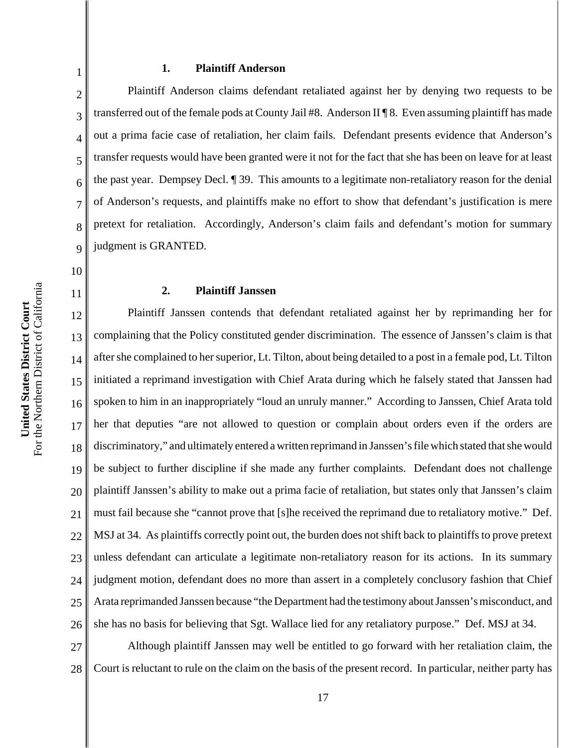### 1. Plaintiff Anderson

Plaintiff Anderson claims defendant retaliated against her by denying two requests to be transferred out of the female pods at County Jail #8. Anderson II ¶ 8. Even assuming plaintiff has made out a prima facie case of retaliation, her claim fails. Defendant presents evidence that Anderson's transfer requests would have been granted were it not for the fact that she has been on leave for at least the past year. Dempsey Decl. ¶ 39. This amounts to a legitimate non-retaliatory reason for the denial of Anderson's requests, and plaintiffs make no effort to show that defendant's justification is mere pretext for retaliation. Accordingly, Anderson's claim fails and defendant's motion for summary judgment is GRANTED.

### 2. Plaintiff Janssen

Plaintiff Janssen contends that defendant retaliated against her by reprimanding her for complaining that the Policy constituted gender discrimination. The essence of Janssen's claim is that after she complained to her superior, Lt. Tilton, about being detailed to a post in a female pod, Lt. Tilton initiated a reprimand investigation with Chief Arata during which he falsely stated that Janssen had spoken to him in an inappropriately "loud an unruly manner." According to Janssen, Chief Arata told her that deputies "are not allowed to question or complain about orders even if the orders are discriminatory," and ultimately entered a written reprimand in Janssen's file which stated that she would be subject to further discipline if she made any further complaints. Defendant does not challenge plaintiff Janssen's ability to make out a prima facie of retaliation, but states only that Janssen's claim must fail because she "cannot prove that [s]he received the reprimand due to retaliatory motive." Def. MSJ at 34. As plaintiffs correctly point out, the burden does not shift back to plaintiffs to prove pretext unless defendant can articulate a legitimate non-retaliatory reason for its actions. In its summary judgment motion, defendant does no more than assert in a completely conclusory fashion that Chief Arata reprimanded Janssen because "the Department had the testimony about Janssen's misconduct, and she has no basis for believing that Sgt. Wallace lied for any retaliatory purpose." Def. MSJ at 34.

Although plaintiff Janssen may well be entitled to go forward with her retaliation claim, the Court is reluctant to rule on the claim on the basis of the present record. In particular, neither party has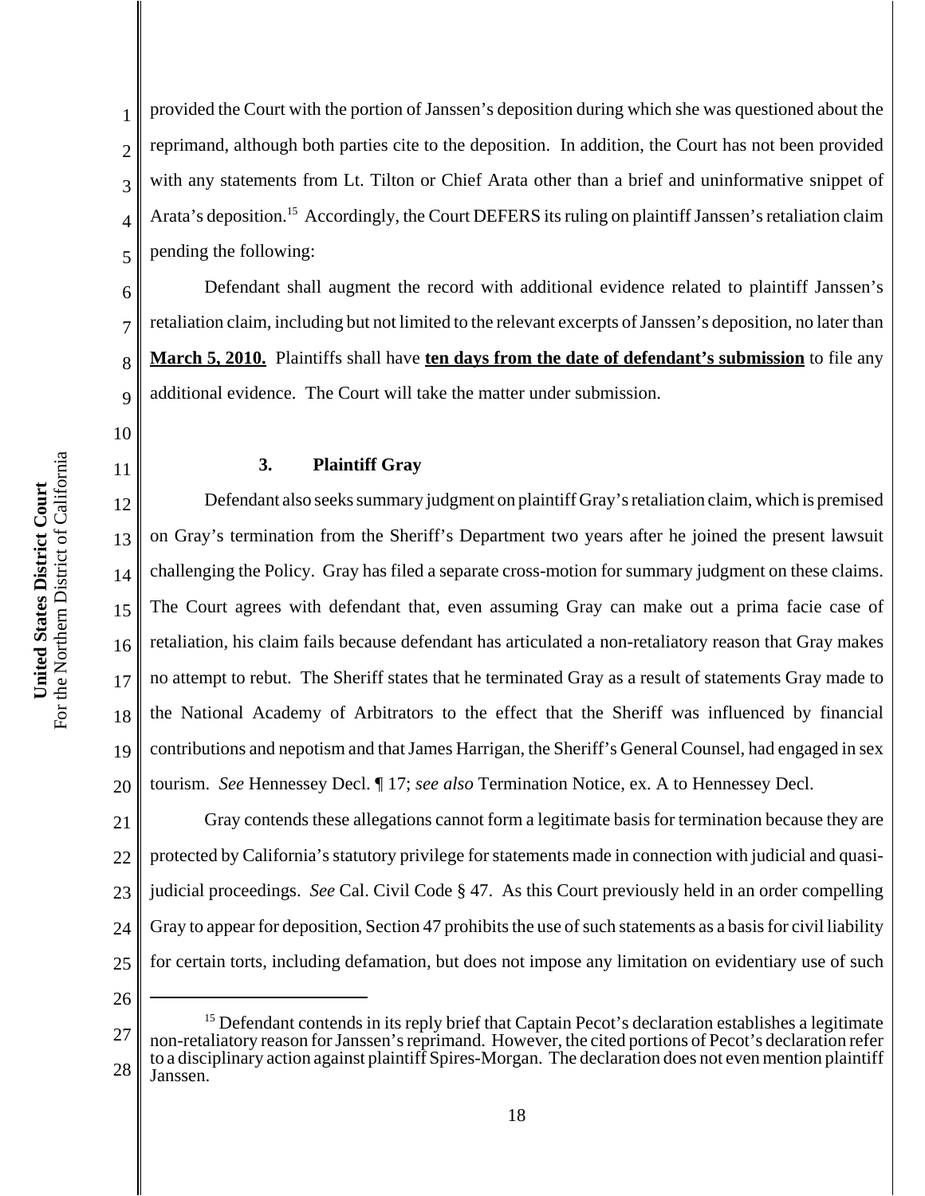provided the Court with the portion of Janssen's deposition during which she was questioned about the reprimand, although both parties cite to the deposition. In addition, the Court has not been provided with any statements from Lt. Tilton or Chief Arata other than a brief and uninformative snippet of Arata's deposition.[15] Accordingly, the Court DEFERS its ruling on plaintiff Janssen's retaliation claim pending the following:

Defendant shall augment the record with additional evidence related to plaintiff Janssen's retaliation claim, including but not limited to the relevant excerpts of Janssen's deposition, no later than **March 5, 2010.** Plaintiffs shall have **ten days from the date of defendant's submission** to file any additional evidence. The Court will take the matter under submission.

### 3. Plaintiff Gray

Defendant also seeks summary judgment on plaintiff Gray's retaliation claim, which is premised on Gray's termination from the Sheriff's Department two years after he joined the present lawsuit challenging the Policy. Gray has filed a separate cross-motion for summary judgment on these claims. The Court agrees with defendant that, even assuming Gray can make out a prima facie case of retaliation, his claim fails because defendant has articulated a non-retaliatory reason that Gray makes no attempt to rebut. The Sheriff states that he terminated Gray as a result of statements Gray made to the National Academy of Arbitrators to the effect that the Sheriff was influenced by financial contributions and nepotism and that James Harrigan, the Sheriff's General Counsel, had engaged in sex tourism. *See* Hennessey Decl. ¶ 17; *see also* Termination Notice, ex. A to Hennessey Decl.

Gray contends these allegations cannot form a legitimate basis for termination because they are protected by California's statutory privilege for statements made in connection with judicial and quasi-judicial proceedings. *See* Cal. Civil Code § 47. As this Court previously held in an order compelling Gray to appear for deposition, Section 47 prohibits the use of such statements as a basis for civil liability for certain torts, including defamation, but does not impose any limitation on evidentiary use of such

---

[15] Defendant contends in its reply brief that Captain Pecot's declaration establishes a legitimate non-retaliatory reason for Janssen's reprimand. However, the cited portions of Pecot's declaration refer to a disciplinary action against plaintiff Spires-Morgan. The declaration does not even mention plaintiff Janssen.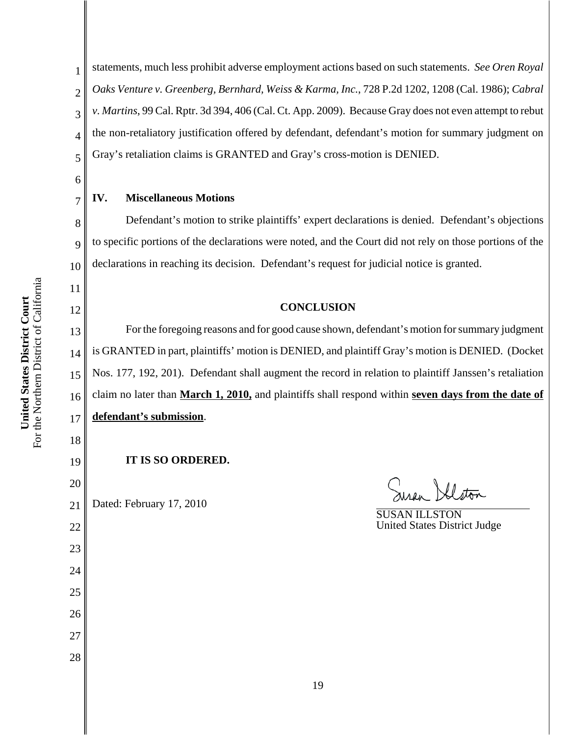statements, much less prohibit adverse employment actions based on such statements. *See Oren Royal Oaks Venture v. Greenberg, Bernhard, Weiss & Karma, Inc.*, 728 P.2d 1202, 1208 (Cal. 1986); *Cabral v. Martins*, 99 Cal. Rptr. 3d 394, 406 (Cal. Ct. App. 2009). Because Gray does not even attempt to rebut the non-retaliatory justification offered by defendant, defendant's motion for summary judgment on Gray's retaliation claims is GRANTED and Gray's cross-motion is DENIED.

## IV. Miscellaneous Motions

Defendant's motion to strike plaintiffs' expert declarations is denied. Defendant's objections to specific portions of the declarations were noted, and the Court did not rely on those portions of the declarations in reaching its decision. Defendant's request for judicial notice is granted.

## CONCLUSION

For the foregoing reasons and for good cause shown, defendant's motion for summary judgment is GRANTED in part, plaintiffs' motion is DENIED, and plaintiff Gray's motion is DENIED. (Docket Nos. 177, 192, 201). Defendant shall augment the record in relation to plaintiff Janssen's retaliation claim no later than **March 1, 2010,** and plaintiffs shall respond within **seven days from the date of defendant's submission**.

**IT IS SO ORDERED.**

Dated: February 17, 2010

SUSAN ILLSTON
United States District Judge